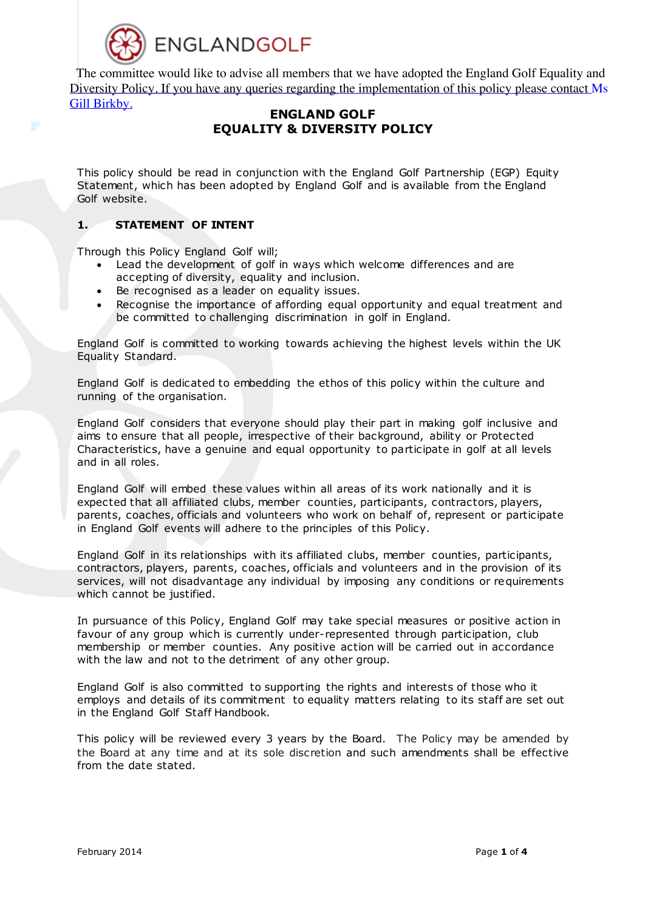ENGLANDGOLF

The committee would like to advise all members that we have adopted the England Golf Equality and Diversity Policy. If you have any queries regarding the implementation of this policy please contact Ms Gill Birkby.

# ENGLAND GOLF
# EQUALITY & DIVERSITY POLICY

This policy should be read in conjunction with the England Golf Partnership (EGP) Equity Statement, which has been adopted by England Golf and is available from the England Golf website.

## 1. STATEMENT OF INTENT

Through this Policy England Golf will;

- Lead the development of golf in ways which welcome differences and are accepting of diversity, equality and inclusion.
- Be recognised as a leader on equality issues.
- Recognise the importance of affording equal opportunity and equal treatment and be committed to challenging discrimination in golf in England.

England Golf is committed to working towards achieving the highest levels within the UK Equality Standard.

England Golf is dedicated to embedding the ethos of this policy within the culture and running of the organisation.

England Golf considers that everyone should play their part in making golf inclusive and aims to ensure that all people, irrespective of their background, ability or Protected Characteristics, have a genuine and equal opportunity to participate in golf at all levels and in all roles.

England Golf will embed these values within all areas of its work nationally and it is expected that all affiliated clubs, member counties, participants, contractors, players, parents, coaches, officials and volunteers who work on behalf of, represent or participate in England Golf events will adhere to the principles of this Policy.

England Golf in its relationships with its affiliated clubs, member counties, participants, contractors, players, parents, coaches, officials and volunteers and in the provision of its services, will not disadvantage any individual by imposing any conditions or requirements which cannot be justified.

In pursuance of this Policy, England Golf may take special measures or positive action in favour of any group which is currently under-represented through participation, club membership or member counties. Any positive action will be carried out in accordance with the law and not to the detriment of any other group.

England Golf is also committed to supporting the rights and interests of those who it employs and details of its commitment to equality matters relating to its staff are set out in the England Golf Staff Handbook.

This policy will be reviewed every 3 years by the Board. The Policy may be amended by the Board at any time and at its sole discretion and such amendments shall be effective from the date stated.

February 2014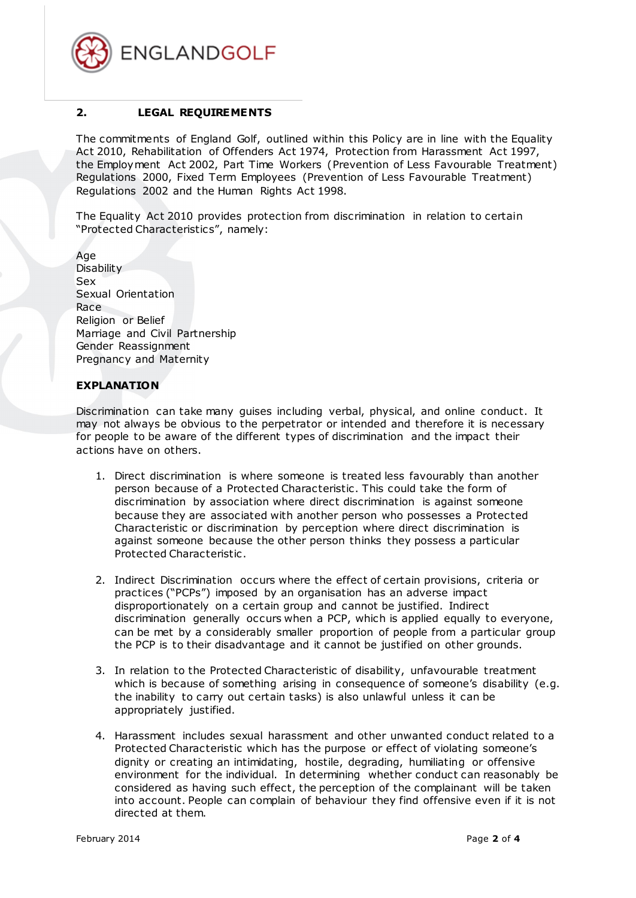## 2. LEGAL REQUIREMENTS

The commitments of England Golf, outlined within this Policy are in line with the Equality Act 2010, Rehabilitation of Offenders Act 1974, Protection from Harassment Act 1997, the Employment Act 2002, Part Time Workers (Prevention of Less Favourable Treatment) Regulations 2000, Fixed Term Employees (Prevention of Less Favourable Treatment) Regulations 2002 and the Human Rights Act 1998.

The Equality Act 2010 provides protection from discrimination in relation to certain "Protected Characteristics", namely:

Age
Disability
Sex
Sexual Orientation
Race
Religion or Belief
Marriage and Civil Partnership
Gender Reassignment
Pregnancy and Maternity

**EXPLANATION**

Discrimination can take many guises including verbal, physical, and online conduct. It may not always be obvious to the perpetrator or intended and therefore it is necessary for people to be aware of the different types of discrimination and the impact their actions have on others.

1. Direct discrimination is where someone is treated less favourably than another person because of a Protected Characteristic. This could take the form of discrimination by association where direct discrimination is against someone because they are associated with another person who possesses a Protected Characteristic or discrimination by perception where direct discrimination is against someone because the other person thinks they possess a particular Protected Characteristic.

2. Indirect Discrimination occurs where the effect of certain provisions, criteria or practices ("PCPs") imposed by an organisation has an adverse impact disproportionately on a certain group and cannot be justified. Indirect discrimination generally occurs when a PCP, which is applied equally to everyone, can be met by a considerably smaller proportion of people from a particular group the PCP is to their disadvantage and it cannot be justified on other grounds.

3. In relation to the Protected Characteristic of disability, unfavourable treatment which is because of something arising in consequence of someone's disability (e.g. the inability to carry out certain tasks) is also unlawful unless it can be appropriately justified.

4. Harassment includes sexual harassment and other unwanted conduct related to a Protected Characteristic which has the purpose or effect of violating someone's dignity or creating an intimidating, hostile, degrading, humiliating or offensive environment for the individual. In determining whether conduct can reasonably be considered as having such effect, the perception of the complainant will be taken into account. People can complain of behaviour they find offensive even if it is not directed at them.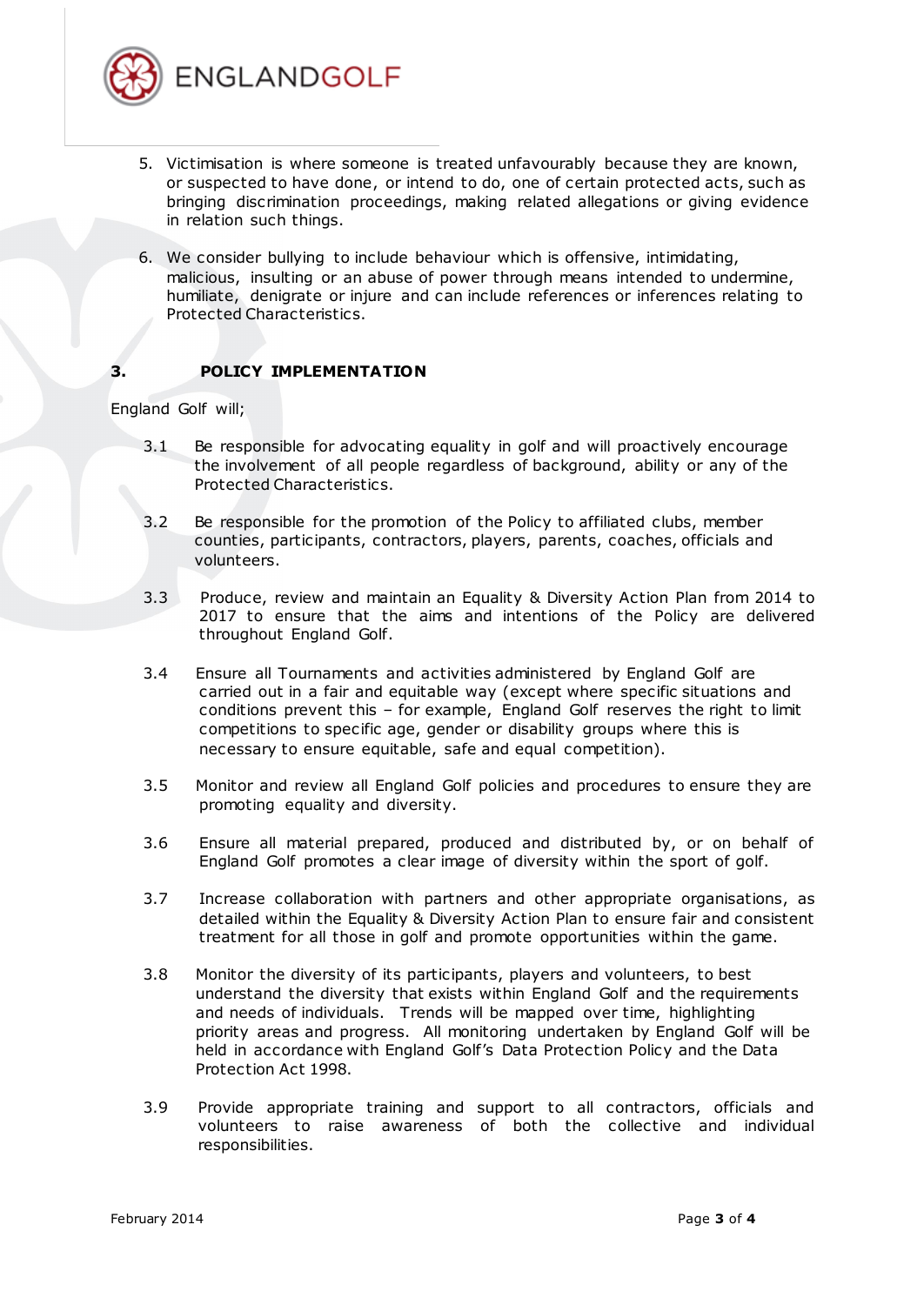5. Victimisation is where someone is treated unfavourably because they are known, or suspected to have done, or intend to do, one of certain protected acts, such as bringing discrimination proceedings, making related allegations or giving evidence in relation such things.

6. We consider bullying to include behaviour which is offensive, intimidating, malicious, insulting or an abuse of power through means intended to undermine, humiliate, denigrate or injure and can include references or inferences relating to Protected Characteristics.

## 3. POLICY IMPLEMENTATION

England Golf will;

3.1 Be responsible for advocating equality in golf and will proactively encourage the involvement of all people regardless of background, ability or any of the Protected Characteristics.

3.2 Be responsible for the promotion of the Policy to affiliated clubs, member counties, participants, contractors, players, parents, coaches, officials and volunteers.

3.3 Produce, review and maintain an Equality & Diversity Action Plan from 2014 to 2017 to ensure that the aims and intentions of the Policy are delivered throughout England Golf.

3.4 Ensure all Tournaments and activities administered by England Golf are carried out in a fair and equitable way (except where specific situations and conditions prevent this – for example, England Golf reserves the right to limit competitions to specific age, gender or disability groups where this is necessary to ensure equitable, safe and equal competition).

3.5 Monitor and review all England Golf policies and procedures to ensure they are promoting equality and diversity.

3.6 Ensure all material prepared, produced and distributed by, or on behalf of England Golf promotes a clear image of diversity within the sport of golf.

3.7 Increase collaboration with partners and other appropriate organisations, as detailed within the Equality & Diversity Action Plan to ensure fair and consistent treatment for all those in golf and promote opportunities within the game.

3.8 Monitor the diversity of its participants, players and volunteers, to best understand the diversity that exists within England Golf and the requirements and needs of individuals. Trends will be mapped over time, highlighting priority areas and progress. All monitoring undertaken by England Golf will be held in accordance with England Golf's Data Protection Policy and the Data Protection Act 1998.

3.9 Provide appropriate training and support to all contractors, officials and volunteers to raise awareness of both the collective and individual responsibilities.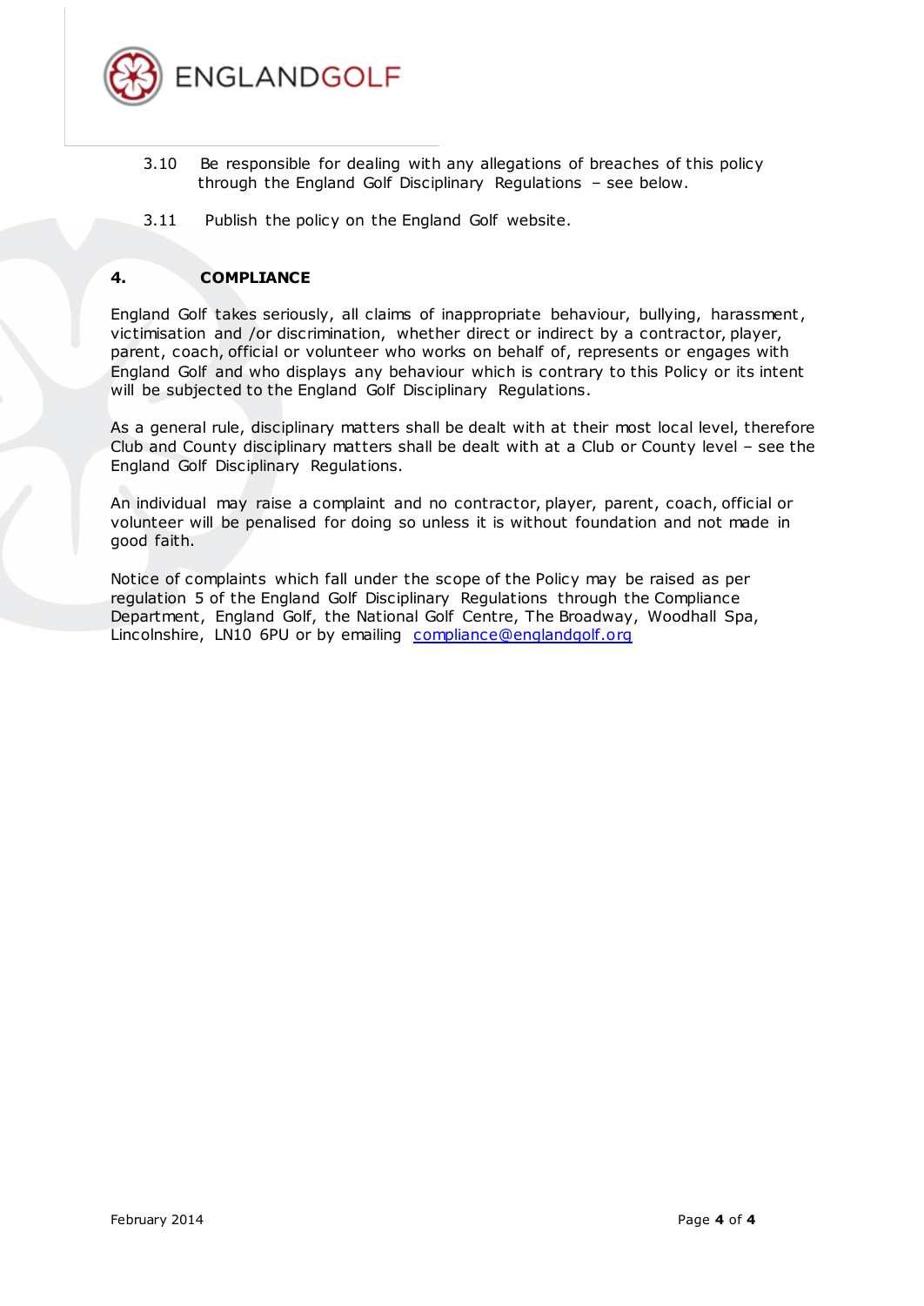3.10 Be responsible for dealing with any allegations of breaches of this policy through the England Golf Disciplinary Regulations – see below.

3.11 Publish the policy on the England Golf website.

## 4. COMPLIANCE

England Golf takes seriously, all claims of inappropriate behaviour, bullying, harassment, victimisation and /or discrimination, whether direct or indirect by a contractor, player, parent, coach, official or volunteer who works on behalf of, represents or engages with England Golf and who displays any behaviour which is contrary to this Policy or its intent will be subjected to the England Golf Disciplinary Regulations.

As a general rule, disciplinary matters shall be dealt with at their most local level, therefore Club and County disciplinary matters shall be dealt with at a Club or County level – see the England Golf Disciplinary Regulations.

An individual may raise a complaint and no contractor, player, parent, coach, official or volunteer will be penalised for doing so unless it is without foundation and not made in good faith.

Notice of complaints which fall under the scope of the Policy may be raised as per regulation 5 of the England Golf Disciplinary Regulations through the Compliance Department, England Golf, the National Golf Centre, The Broadway, Woodhall Spa, Lincolnshire, LN10 6PU or by emailing compliance@englandgolf.org

February 2014